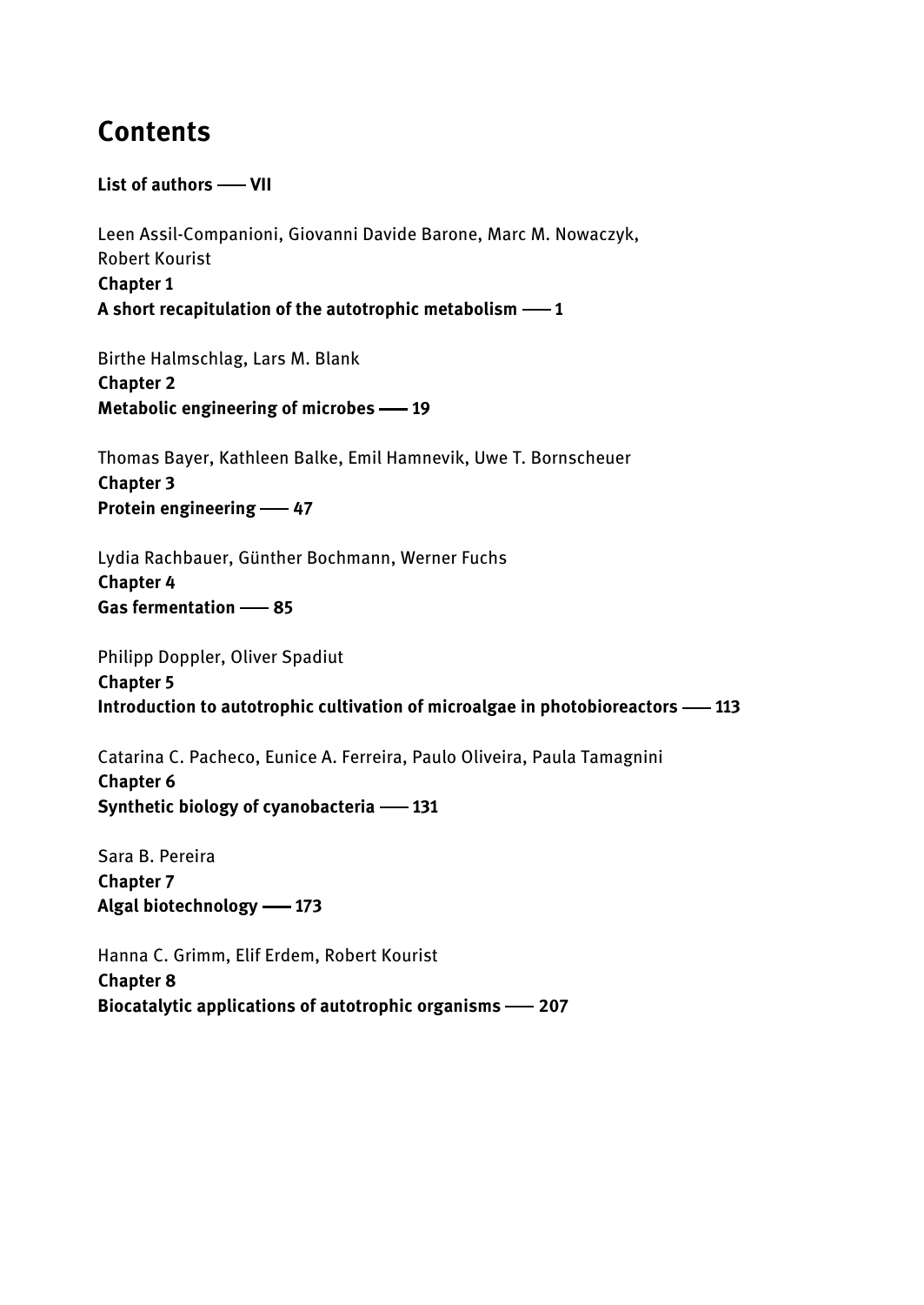# Contents

**List of authors —— VII**

Leen Assil-Companioni, Giovanni Davide Barone, Marc M. Nowaczyk, Robert Kourist
**Chapter 1**
**A short recapitulation of the autotrophic metabolism —— 1**

Birthe Halmschlag, Lars M. Blank
**Chapter 2**
**Metabolic engineering of microbes —— 19**

Thomas Bayer, Kathleen Balke, Emil Hamnevik, Uwe T. Bornscheuer
**Chapter 3**
**Protein engineering —— 47**

Lydia Rachbauer, Günther Bochmann, Werner Fuchs
**Chapter 4**
**Gas fermentation —— 85**

Philipp Doppler, Oliver Spadiut
**Chapter 5**
**Introduction to autotrophic cultivation of microalgae in photobioreactors —— 113**

Catarina C. Pacheco, Eunice A. Ferreira, Paulo Oliveira, Paula Tamagnini
**Chapter 6**
**Synthetic biology of cyanobacteria —— 131**

Sara B. Pereira
**Chapter 7**
**Algal biotechnology —— 173**

Hanna C. Grimm, Elif Erdem, Robert Kourist
**Chapter 8**
**Biocatalytic applications of autotrophic organisms —— 207**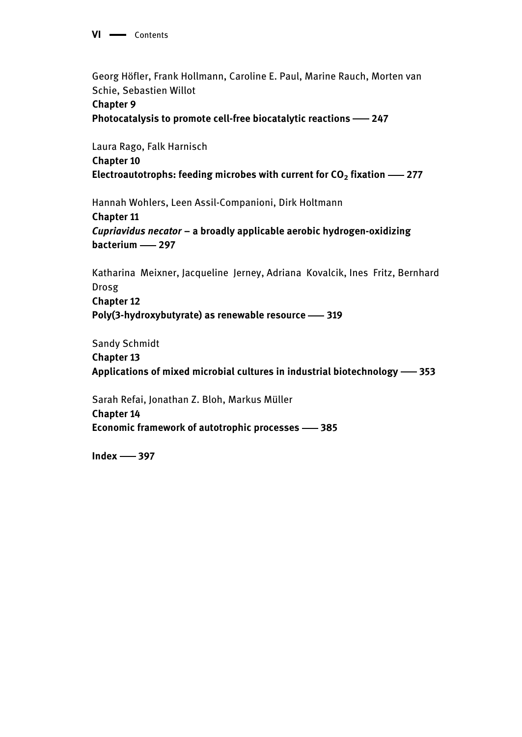Georg Höfler, Frank Hollmann, Caroline E. Paul, Marine Rauch, Morten van Schie, Sebastien Willot
**Chapter 9**
**Photocatalysis to promote cell-free biocatalytic reactions —— 247**

Laura Rago, Falk Harnisch
**Chapter 10**
**Electroautotrophs: feeding microbes with current for $CO_2$ fixation —— 277**

Hannah Wohlers, Leen Assil-Companioni, Dirk Holtmann
**Chapter 11**
***Cupriavidus necator* – a broadly applicable aerobic hydrogen-oxidizing bacterium —— 297**

Katharina Meixner, Jacqueline Jerney, Adriana Kovalcik, Ines Fritz, Bernhard Drosg
**Chapter 12**
**Poly(3-hydroxybutyrate) as renewable resource —— 319**

Sandy Schmidt
**Chapter 13**
**Applications of mixed microbial cultures in industrial biotechnology —— 353**

Sarah Refai, Jonathan Z. Bloh, Markus Müller
**Chapter 14**
**Economic framework of autotrophic processes —— 385**

**Index —— 397**